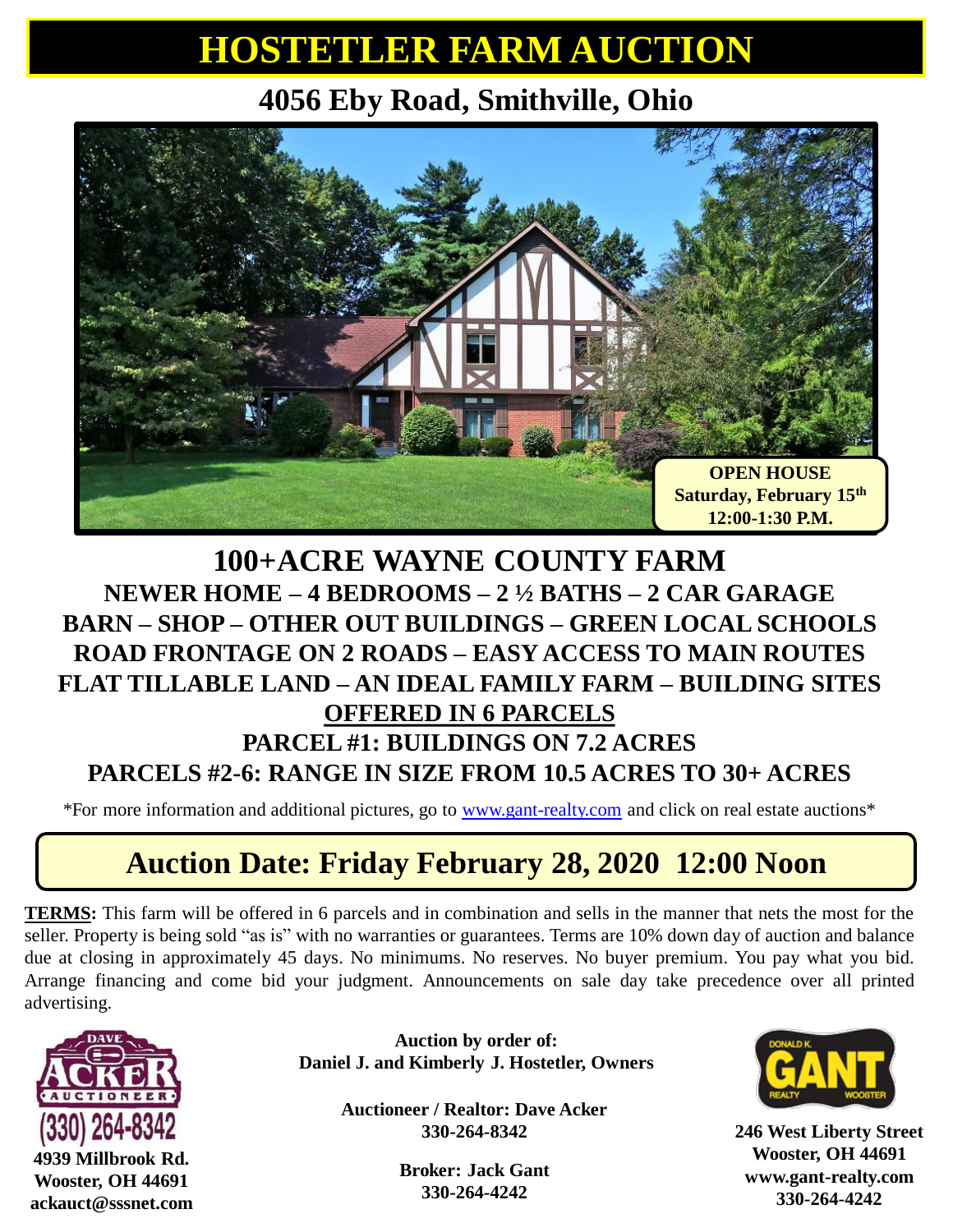# HOSTETLER FARM AUCTION

## 4056 Eby Road, Smithville, Ohio

**OPEN HOUSE**
**Saturday, February 15th**
**12:00-1:30 P.M.**

## 100+ACRE WAYNE COUNTY FARM

**NEWER HOME – 4 BEDROOMS – 2 ½ BATHS – 2 CAR GARAGE**
**BARN – SHOP – OTHER OUT BUILDINGS – GREEN LOCAL SCHOOLS**
**ROAD FRONTAGE ON 2 ROADS – EASY ACCESS TO MAIN ROUTES**
**FLAT TILLABLE LAND – AN IDEAL FAMILY FARM – BUILDING SITES**

**OFFERED IN 6 PARCELS**

**PARCEL #1: BUILDINGS ON 7.2 ACRES**
**PARCELS #2-6: RANGE IN SIZE FROM 10.5 ACRES TO 30+ ACRES**

*For more information and additional pictures, go to www.gant-realty.com and click on real estate auctions*

## Auction Date: Friday February 28, 2020 12:00 Noon

**TERMS:** This farm will be offered in 6 parcels and in combination and sells in the manner that nets the most for the seller. Property is being sold "as is" with no warranties or guarantees. Terms are 10% down day of auction and balance due at closing in approximately 45 days. No minimums. No reserves. No buyer premium. You pay what you bid. Arrange financing and come bid your judgment. Announcements on sale day take precedence over all printed advertising.

DAVE ACKER AUCTIONEER
(330) 264-8342
**4939 Millbrook Rd.**
**Wooster, OH 44691**
**ackauct@sssnet.com**

**Auction by order of:**
**Daniel J. and Kimberly J. Hostetler, Owners**

**Auctioneer / Realtor: Dave Acker**
**330-264-8342**

**Broker: Jack Gant**
**330-264-4242**

DONALD K. GANT REALTY WOOSTER
**246 West Liberty Street**
**Wooster, OH 44691**
**www.gant-realty.com**
**330-264-4242**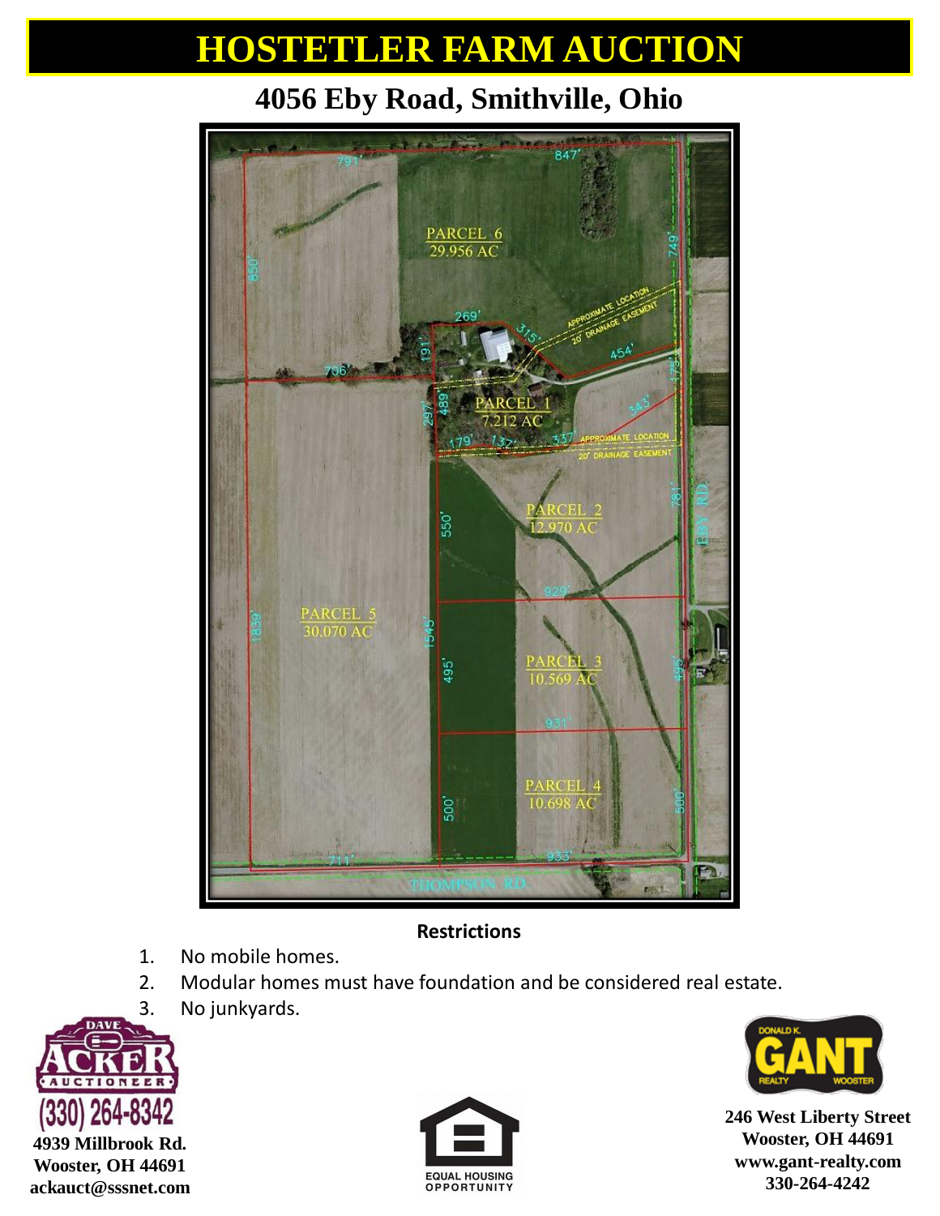# HOSTETLER FARM AUCTION

## 4056 Eby Road, Smithville, Ohio

PARCEL 6
29.956 AC

PARCEL 1
7.212 AC

PARCEL 2
12.970 AC

PARCEL 3
10.569 AC

PARCEL 4
10.698 AC

PARCEL 5
30.070 AC

APPROXIMATE LOCATION 20' DRAINAGE EASEMENT

EBY RD.

THOMPSON RD.

791' 847' 850' 749' 269' 315' 191' 454' 706' 175' 297' 489' 363' 179' 132' 337' 550' 781' 929' 1839' 1545' 495' 495' 931' 500' 500' 711' 933'

**Restrictions**

1. No mobile homes.
2. Modular homes must have foundation and be considered real estate.
3. No junkyards.

DAVE ACKER AUCTIONEER
(330) 264-8342
**4939 Millbrook Rd.**
**Wooster, OH 44691**
**ackauct@sssnet.com**

EQUAL HOUSING OPPORTUNITY

DONALD K. GANT REALTY WOOSTER
**246 West Liberty Street**
**Wooster, OH 44691**
**www.gant-realty.com**
**330-264-4242**